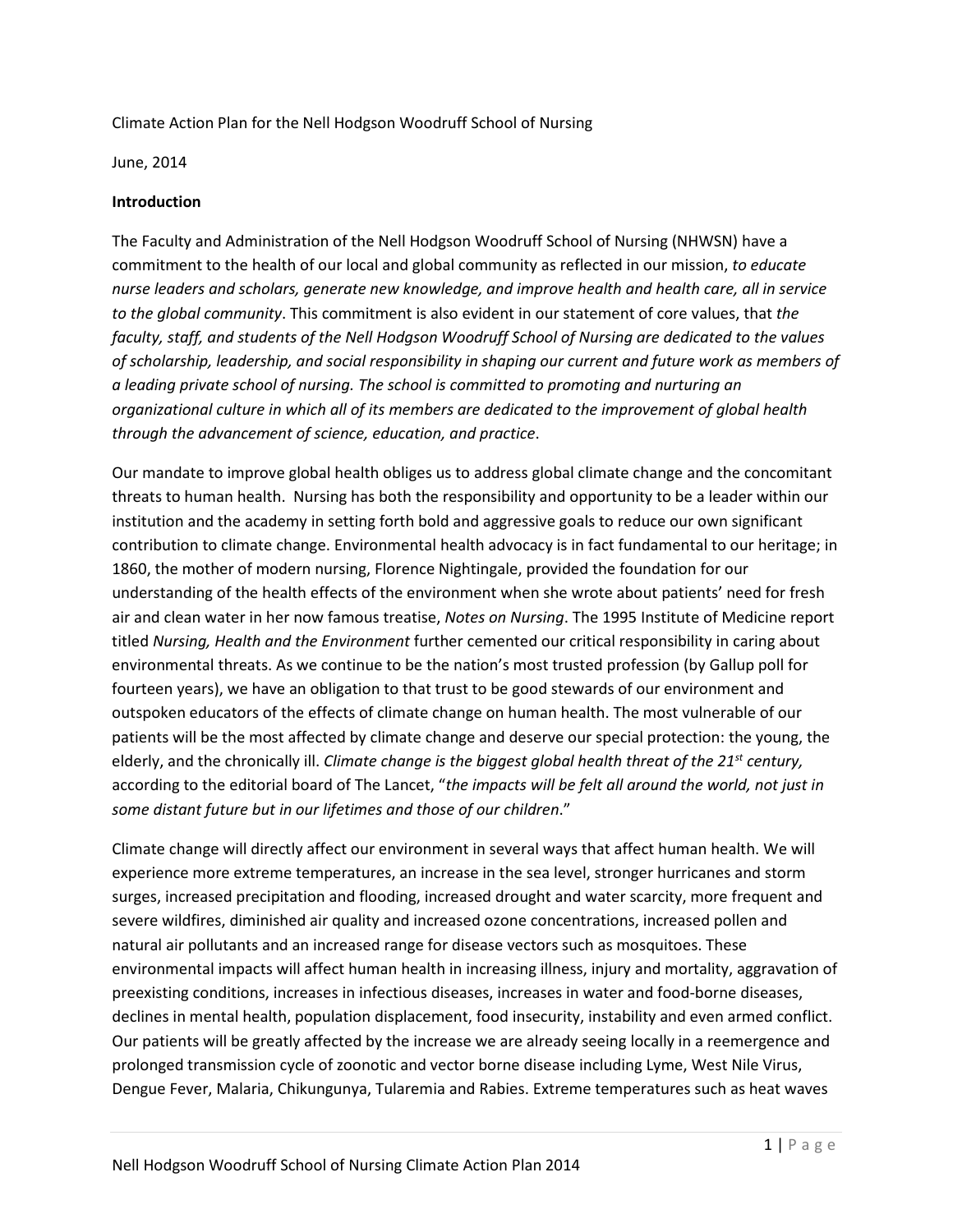Climate Action Plan for the Nell Hodgson Woodruff School of Nursing

June, 2014

**Introduction**

The Faculty and Administration of the Nell Hodgson Woodruff School of Nursing (NHWSN) have a commitment to the health of our local and global community as reflected in our mission, *to educate nurse leaders and scholars, generate new knowledge, and improve health and health care, all in service to the global community*. This commitment is also evident in our statement of core values, that *the faculty, staff, and students of the Nell Hodgson Woodruff School of Nursing are dedicated to the values of scholarship, leadership, and social responsibility in shaping our current and future work as members of a leading private school of nursing. The school is committed to promoting and nurturing an organizational culture in which all of its members are dedicated to the improvement of global health through the advancement of science, education, and practice*.

Our mandate to improve global health obliges us to address global climate change and the concomitant threats to human health. Nursing has both the responsibility and opportunity to be a leader within our institution and the academy in setting forth bold and aggressive goals to reduce our own significant contribution to climate change. Environmental health advocacy is in fact fundamental to our heritage; in 1860, the mother of modern nursing, Florence Nightingale, provided the foundation for our understanding of the health effects of the environment when she wrote about patients' need for fresh air and clean water in her now famous treatise, *Notes on Nursing*. The 1995 Institute of Medicine report titled *Nursing, Health and the Environment* further cemented our critical responsibility in caring about environmental threats. As we continue to be the nation's most trusted profession (by Gallup poll for fourteen years), we have an obligation to that trust to be good stewards of our environment and outspoken educators of the effects of climate change on human health. The most vulnerable of our patients will be the most affected by climate change and deserve our special protection: the young, the elderly, and the chronically ill. *Climate change is the biggest global health threat of the 21st century,* according to the editorial board of The Lancet, "*the impacts will be felt all around the world, not just in some distant future but in our lifetimes and those of our children*."

Climate change will directly affect our environment in several ways that affect human health. We will experience more extreme temperatures, an increase in the sea level, stronger hurricanes and storm surges, increased precipitation and flooding, increased drought and water scarcity, more frequent and severe wildfires, diminished air quality and increased ozone concentrations, increased pollen and natural air pollutants and an increased range for disease vectors such as mosquitoes. These environmental impacts will affect human health in increasing illness, injury and mortality, aggravation of preexisting conditions, increases in infectious diseases, increases in water and food-borne diseases, declines in mental health, population displacement, food insecurity, instability and even armed conflict. Our patients will be greatly affected by the increase we are already seeing locally in a reemergence and prolonged transmission cycle of zoonotic and vector borne disease including Lyme, West Nile Virus, Dengue Fever, Malaria, Chikungunya, Tularemia and Rabies. Extreme temperatures such as heat waves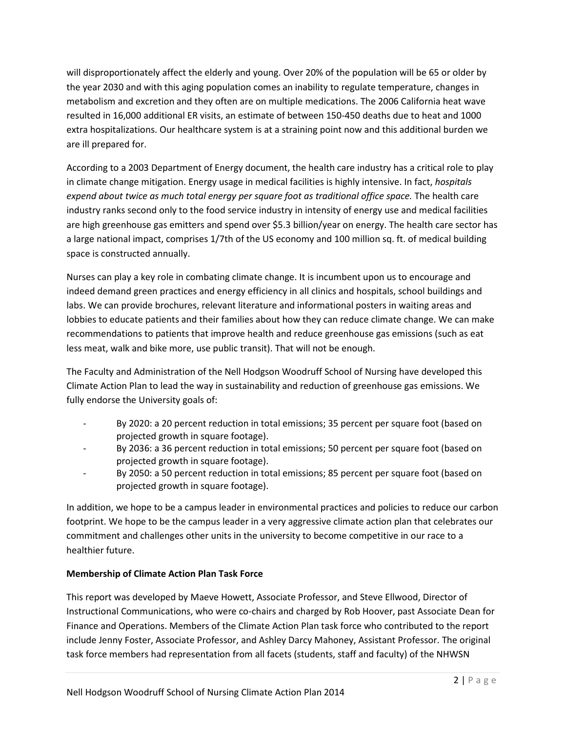will disproportionately affect the elderly and young. Over 20% of the population will be 65 or older by the year 2030 and with this aging population comes an inability to regulate temperature, changes in metabolism and excretion and they often are on multiple medications. The 2006 California heat wave resulted in 16,000 additional ER visits, an estimate of between 150-450 deaths due to heat and 1000 extra hospitalizations. Our healthcare system is at a straining point now and this additional burden we are ill prepared for.

According to a 2003 Department of Energy document, the health care industry has a critical role to play in climate change mitigation. Energy usage in medical facilities is highly intensive. In fact, *hospitals expend about twice as much total energy per square foot as traditional office space.* The health care industry ranks second only to the food service industry in intensity of energy use and medical facilities are high greenhouse gas emitters and spend over $5.3 billion/year on energy. The health care sector has a large national impact, comprises 1/7th of the US economy and 100 million sq. ft. of medical building space is constructed annually.

Nurses can play a key role in combating climate change. It is incumbent upon us to encourage and indeed demand green practices and energy efficiency in all clinics and hospitals, school buildings and labs. We can provide brochures, relevant literature and informational posters in waiting areas and lobbies to educate patients and their families about how they can reduce climate change. We can make recommendations to patients that improve health and reduce greenhouse gas emissions (such as eat less meat, walk and bike more, use public transit). That will not be enough.

The Faculty and Administration of the Nell Hodgson Woodruff School of Nursing have developed this Climate Action Plan to lead the way in sustainability and reduction of greenhouse gas emissions. We fully endorse the University goals of:

- By 2020: a 20 percent reduction in total emissions; 35 percent per square foot (based on projected growth in square footage).
- By 2036: a 36 percent reduction in total emissions; 50 percent per square foot (based on projected growth in square footage).
- By 2050: a 50 percent reduction in total emissions; 85 percent per square foot (based on projected growth in square footage).

In addition, we hope to be a campus leader in environmental practices and policies to reduce our carbon footprint. We hope to be the campus leader in a very aggressive climate action plan that celebrates our commitment and challenges other units in the university to become competitive in our race to a healthier future.

**Membership of Climate Action Plan Task Force**

This report was developed by Maeve Howett, Associate Professor, and Steve Ellwood, Director of Instructional Communications, who were co-chairs and charged by Rob Hoover, past Associate Dean for Finance and Operations. Members of the Climate Action Plan task force who contributed to the report include Jenny Foster, Associate Professor, and Ashley Darcy Mahoney, Assistant Professor. The original task force members had representation from all facets (students, staff and faculty) of the NHWSN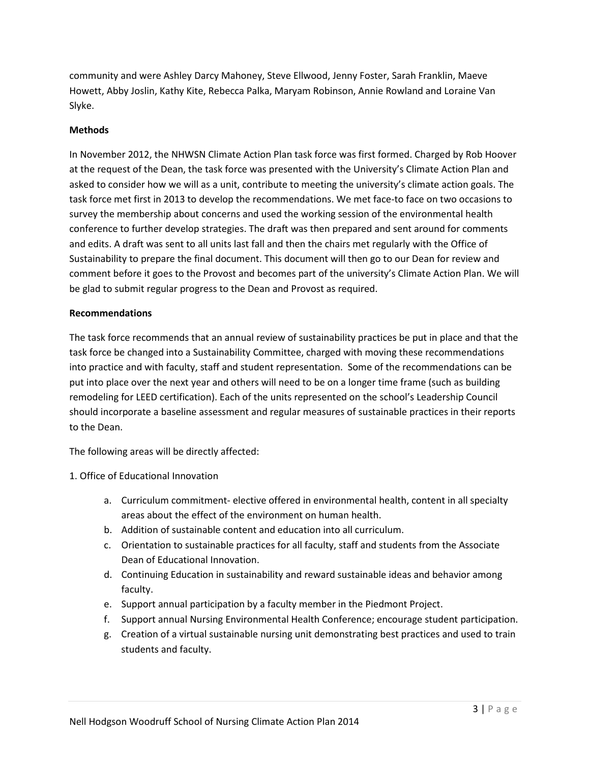community and were Ashley Darcy Mahoney, Steve Ellwood, Jenny Foster, Sarah Franklin, Maeve Howett, Abby Joslin, Kathy Kite, Rebecca Palka, Maryam Robinson, Annie Rowland and Loraine Van Slyke.

**Methods**

In November 2012, the NHWSN Climate Action Plan task force was first formed. Charged by Rob Hoover at the request of the Dean, the task force was presented with the University's Climate Action Plan and asked to consider how we will as a unit, contribute to meeting the university's climate action goals. The task force met first in 2013 to develop the recommendations. We met face-to face on two occasions to survey the membership about concerns and used the working session of the environmental health conference to further develop strategies. The draft was then prepared and sent around for comments and edits. A draft was sent to all units last fall and then the chairs met regularly with the Office of Sustainability to prepare the final document. This document will then go to our Dean for review and comment before it goes to the Provost and becomes part of the university's Climate Action Plan. We will be glad to submit regular progress to the Dean and Provost as required.

**Recommendations**

The task force recommends that an annual review of sustainability practices be put in place and that the task force be changed into a Sustainability Committee, charged with moving these recommendations into practice and with faculty, staff and student representation. Some of the recommendations can be put into place over the next year and others will need to be on a longer time frame (such as building remodeling for LEED certification). Each of the units represented on the school's Leadership Council should incorporate a baseline assessment and regular measures of sustainable practices in their reports to the Dean.

The following areas will be directly affected:

1. Office of Educational Innovation
    a. Curriculum commitment- elective offered in environmental health, content in all specialty areas about the effect of the environment on human health.
    b. Addition of sustainable content and education into all curriculum.
    c. Orientation to sustainable practices for all faculty, staff and students from the Associate Dean of Educational Innovation.
    d. Continuing Education in sustainability and reward sustainable ideas and behavior among faculty.
    e. Support annual participation by a faculty member in the Piedmont Project.
    f. Support annual Nursing Environmental Health Conference; encourage student participation.
    g. Creation of a virtual sustainable nursing unit demonstrating best practices and used to train students and faculty.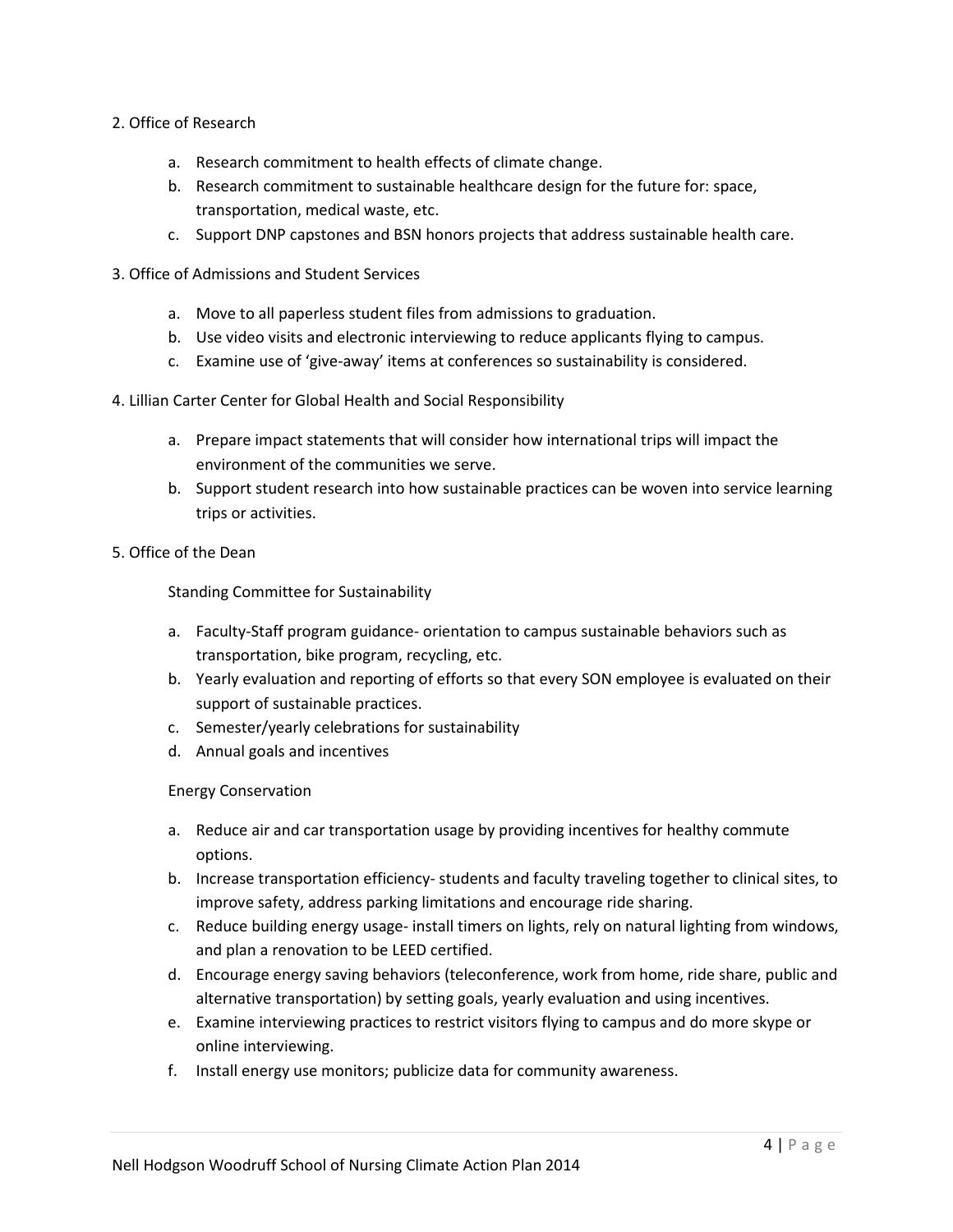2. Office of Research

   a. Research commitment to health effects of climate change.
   b. Research commitment to sustainable healthcare design for the future for: space, transportation, medical waste, etc.
   c. Support DNP capstones and BSN honors projects that address sustainable health care.

3. Office of Admissions and Student Services

   a. Move to all paperless student files from admissions to graduation.
   b. Use video visits and electronic interviewing to reduce applicants flying to campus.
   c. Examine use of 'give-away' items at conferences so sustainability is considered.

4. Lillian Carter Center for Global Health and Social Responsibility

   a. Prepare impact statements that will consider how international trips will impact the environment of the communities we serve.
   b. Support student research into how sustainable practices can be woven into service learning trips or activities.

5. Office of the Dean

   Standing Committee for Sustainability

   a. Faculty-Staff program guidance- orientation to campus sustainable behaviors such as transportation, bike program, recycling, etc.
   b. Yearly evaluation and reporting of efforts so that every SON employee is evaluated on their support of sustainable practices.
   c. Semester/yearly celebrations for sustainability
   d. Annual goals and incentives

   Energy Conservation

   a. Reduce air and car transportation usage by providing incentives for healthy commute options.
   b. Increase transportation efficiency- students and faculty traveling together to clinical sites, to improve safety, address parking limitations and encourage ride sharing.
   c. Reduce building energy usage- install timers on lights, rely on natural lighting from windows, and plan a renovation to be LEED certified.
   d. Encourage energy saving behaviors (teleconference, work from home, ride share, public and alternative transportation) by setting goals, yearly evaluation and using incentives.
   e. Examine interviewing practices to restrict visitors flying to campus and do more skype or online interviewing.
   f. Install energy use monitors; publicize data for community awareness.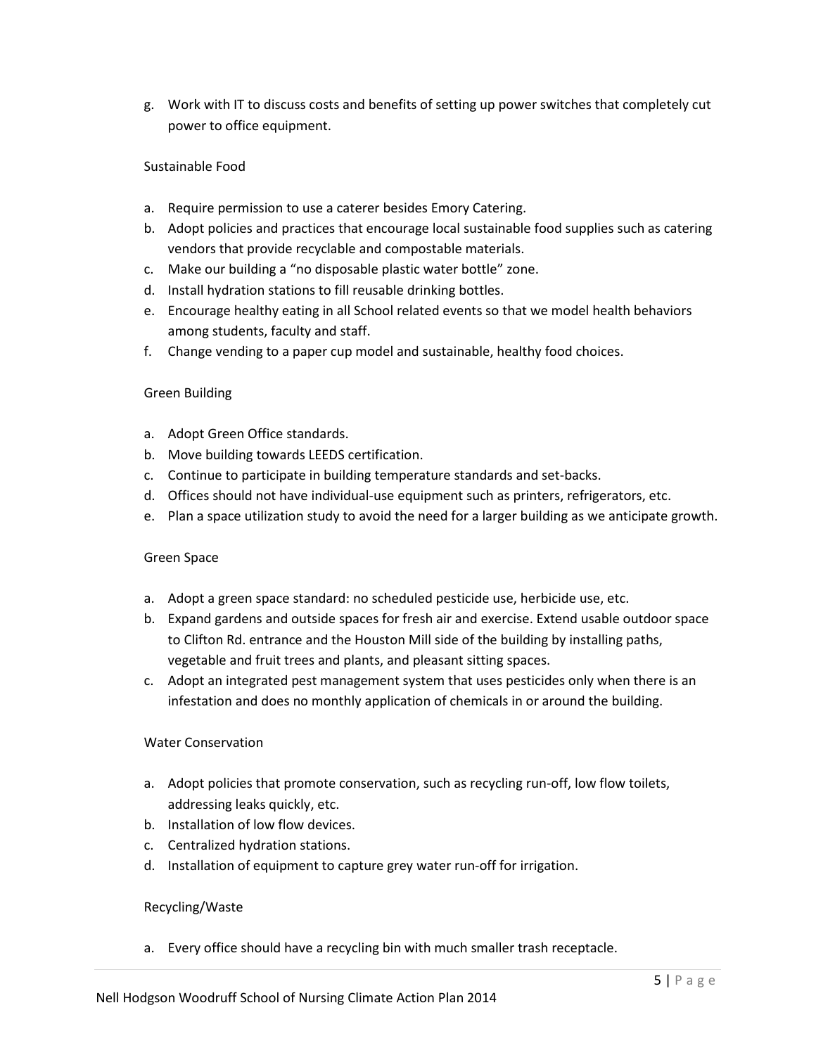g. Work with IT to discuss costs and benefits of setting up power switches that completely cut power to office equipment.

### Sustainable Food

a. Require permission to use a caterer besides Emory Catering.
b. Adopt policies and practices that encourage local sustainable food supplies such as catering vendors that provide recyclable and compostable materials.
c. Make our building a "no disposable plastic water bottle" zone.
d. Install hydration stations to fill reusable drinking bottles.
e. Encourage healthy eating in all School related events so that we model health behaviors among students, faculty and staff.
f. Change vending to a paper cup model and sustainable, healthy food choices.

### Green Building

a. Adopt Green Office standards.
b. Move building towards LEEDS certification.
c. Continue to participate in building temperature standards and set-backs.
d. Offices should not have individual-use equipment such as printers, refrigerators, etc.
e. Plan a space utilization study to avoid the need for a larger building as we anticipate growth.

### Green Space

a. Adopt a green space standard: no scheduled pesticide use, herbicide use, etc.
b. Expand gardens and outside spaces for fresh air and exercise. Extend usable outdoor space to Clifton Rd. entrance and the Houston Mill side of the building by installing paths, vegetable and fruit trees and plants, and pleasant sitting spaces.
c. Adopt an integrated pest management system that uses pesticides only when there is an infestation and does no monthly application of chemicals in or around the building.

### Water Conservation

a. Adopt policies that promote conservation, such as recycling run-off, low flow toilets, addressing leaks quickly, etc.
b. Installation of low flow devices.
c. Centralized hydration stations.
d. Installation of equipment to capture grey water run-off for irrigation.

### Recycling/Waste

a. Every office should have a recycling bin with much smaller trash receptacle.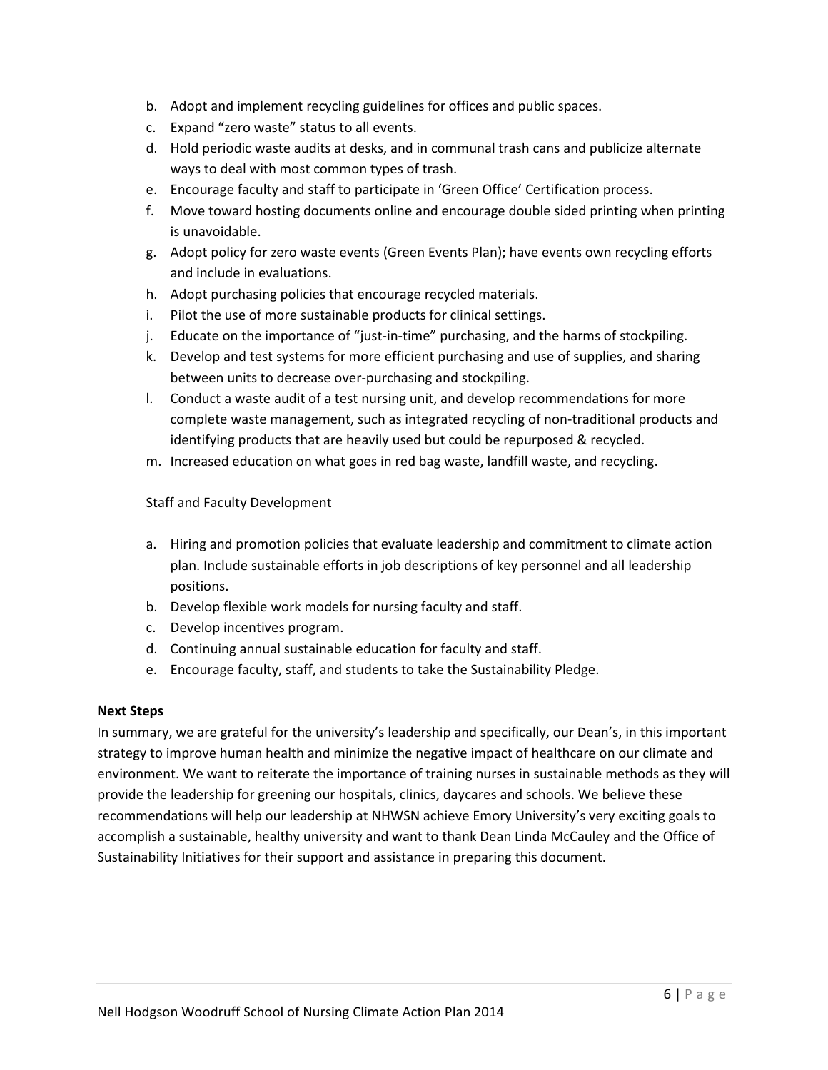b. Adopt and implement recycling guidelines for offices and public spaces.
c. Expand "zero waste" status to all events.
d. Hold periodic waste audits at desks, and in communal trash cans and publicize alternate ways to deal with most common types of trash.
e. Encourage faculty and staff to participate in 'Green Office' Certification process.
f. Move toward hosting documents online and encourage double sided printing when printing is unavoidable.
g. Adopt policy for zero waste events (Green Events Plan); have events own recycling efforts and include in evaluations.
h. Adopt purchasing policies that encourage recycled materials.
i. Pilot the use of more sustainable products for clinical settings.
j. Educate on the importance of "just-in-time" purchasing, and the harms of stockpiling.
k. Develop and test systems for more efficient purchasing and use of supplies, and sharing between units to decrease over-purchasing and stockpiling.
l. Conduct a waste audit of a test nursing unit, and develop recommendations for more complete waste management, such as integrated recycling of non-traditional products and identifying products that are heavily used but could be repurposed & recycled.
m. Increased education on what goes in red bag waste, landfill waste, and recycling.

Staff and Faculty Development

a. Hiring and promotion policies that evaluate leadership and commitment to climate action plan. Include sustainable efforts in job descriptions of key personnel and all leadership positions.
b. Develop flexible work models for nursing faculty and staff.
c. Develop incentives program.
d. Continuing annual sustainable education for faculty and staff.
e. Encourage faculty, staff, and students to take the Sustainability Pledge.

**Next Steps**

In summary, we are grateful for the university's leadership and specifically, our Dean's, in this important strategy to improve human health and minimize the negative impact of healthcare on our climate and environment. We want to reiterate the importance of training nurses in sustainable methods as they will provide the leadership for greening our hospitals, clinics, daycares and schools. We believe these recommendations will help our leadership at NHWSN achieve Emory University's very exciting goals to accomplish a sustainable, healthy university and want to thank Dean Linda McCauley and the Office of Sustainability Initiatives for their support and assistance in preparing this document.